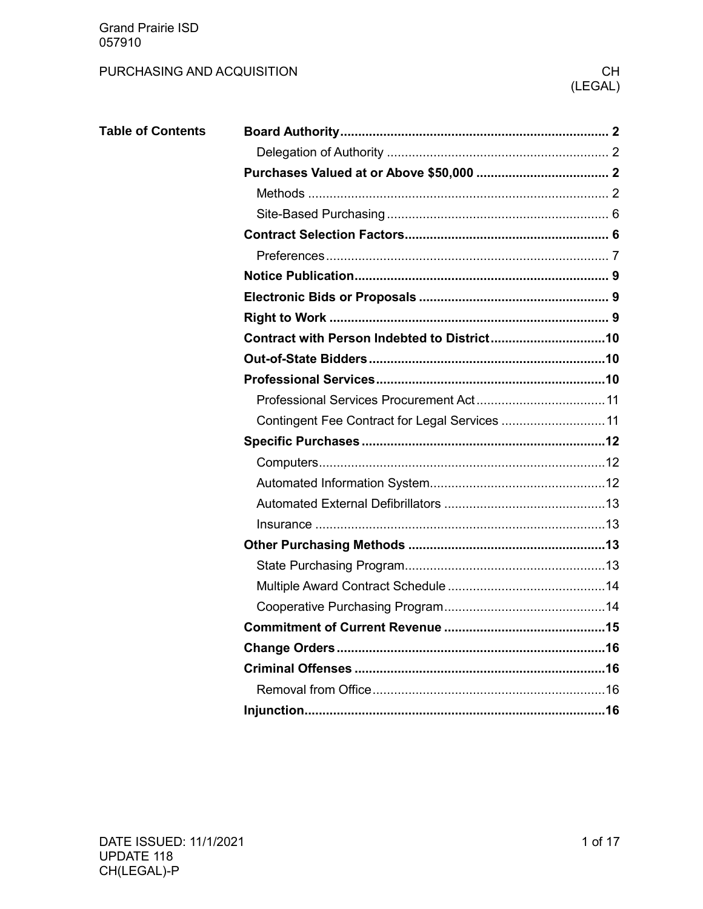Grand Prairie ISD
057910

PURCHASING AND ACQUISITION

CH
(LEGAL)

| Table of Contents | | |
|---|---|---|
| | **Board Authority** | **2** |
| | Delegation of Authority | 2 |
| | **Purchases Valued at or Above $50,000** | **2** |
| | Methods | 2 |
| | Site-Based Purchasing | 6 |
| | **Contract Selection Factors** | **6** |
| | Preferences | 7 |
| | **Notice Publication** | **9** |
| | **Electronic Bids or Proposals** | **9** |
| | **Right to Work** | **9** |
| | **Contract with Person Indebted to District** | **10** |
| | **Out-of-State Bidders** | **10** |
| | **Professional Services** | **10** |
| | Professional Services Procurement Act | 11 |
| | Contingent Fee Contract for Legal Services | 11 |
| | **Specific Purchases** | **12** |
| | Computers | 12 |
| | Automated Information System | 12 |
| | Automated External Defibrillators | 13 |
| | Insurance | 13 |
| | **Other Purchasing Methods** | **13** |
| | State Purchasing Program | 13 |
| | Multiple Award Contract Schedule | 14 |
| | Cooperative Purchasing Program | 14 |
| | **Commitment of Current Revenue** | **15** |
| | **Change Orders** | **16** |
| | **Criminal Offenses** | **16** |
| | Removal from Office | 16 |
| | **Injunction** | **16** |

DATE ISSUED: 11/1/2021
UPDATE 118
CH(LEGAL)-P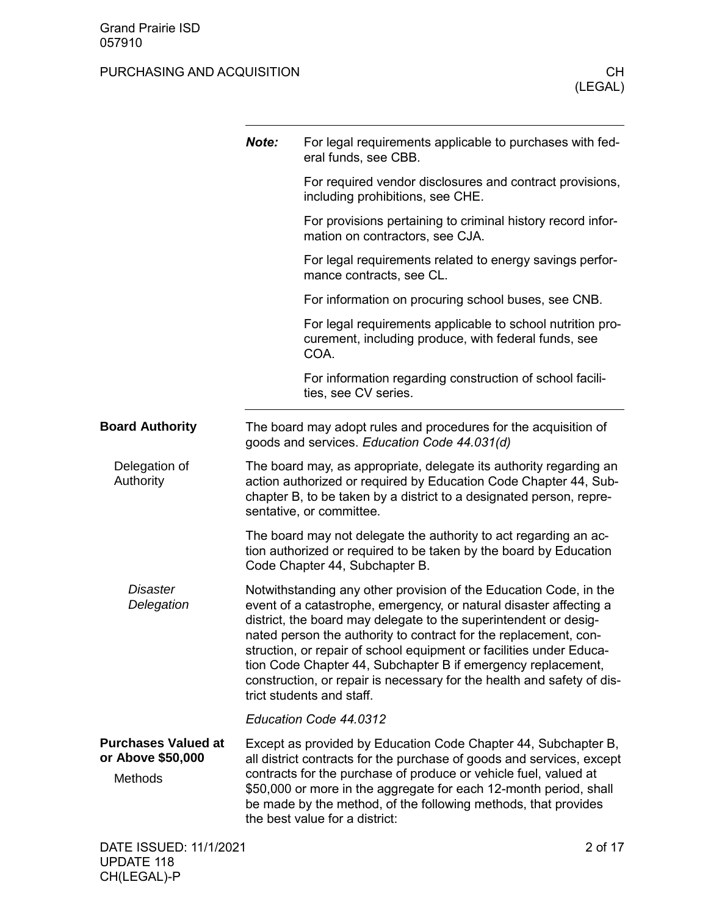**Note:** For legal requirements applicable to purchases with federal funds, see CBB.

For required vendor disclosures and contract provisions, including prohibitions, see CHE.

For provisions pertaining to criminal history record information on contractors, see CJA.

For legal requirements related to energy savings performance contracts, see CL.

For information on procuring school buses, see CNB.

For legal requirements applicable to school nutrition procurement, including produce, with federal funds, see COA.

For information regarding construction of school facilities, see CV series.

## Board Authority

The board may adopt rules and procedures for the acquisition of goods and services. *Education Code 44.031(d)*

### Delegation of Authority

The board may, as appropriate, delegate its authority regarding an action authorized or required by Education Code Chapter 44, Subchapter B, to be taken by a district to a designated person, representative, or committee.

The board may not delegate the authority to act regarding an action authorized or required to be taken by the board by Education Code Chapter 44, Subchapter B.

#### *Disaster Delegation*

Notwithstanding any other provision of the Education Code, in the event of a catastrophe, emergency, or natural disaster affecting a district, the board may delegate to the superintendent or designated person the authority to contract for the replacement, construction, or repair of school equipment or facilities under Education Code Chapter 44, Subchapter B if emergency replacement, construction, or repair is necessary for the health and safety of district students and staff.

*Education Code 44.0312*

## Purchases Valued at or Above $50,000

### Methods

Except as provided by Education Code Chapter 44, Subchapter B, all district contracts for the purchase of goods and services, except contracts for the purchase of produce or vehicle fuel, valued at $50,000 or more in the aggregate for each 12-month period, shall be made by the method, of the following methods, that provides the best value for a district: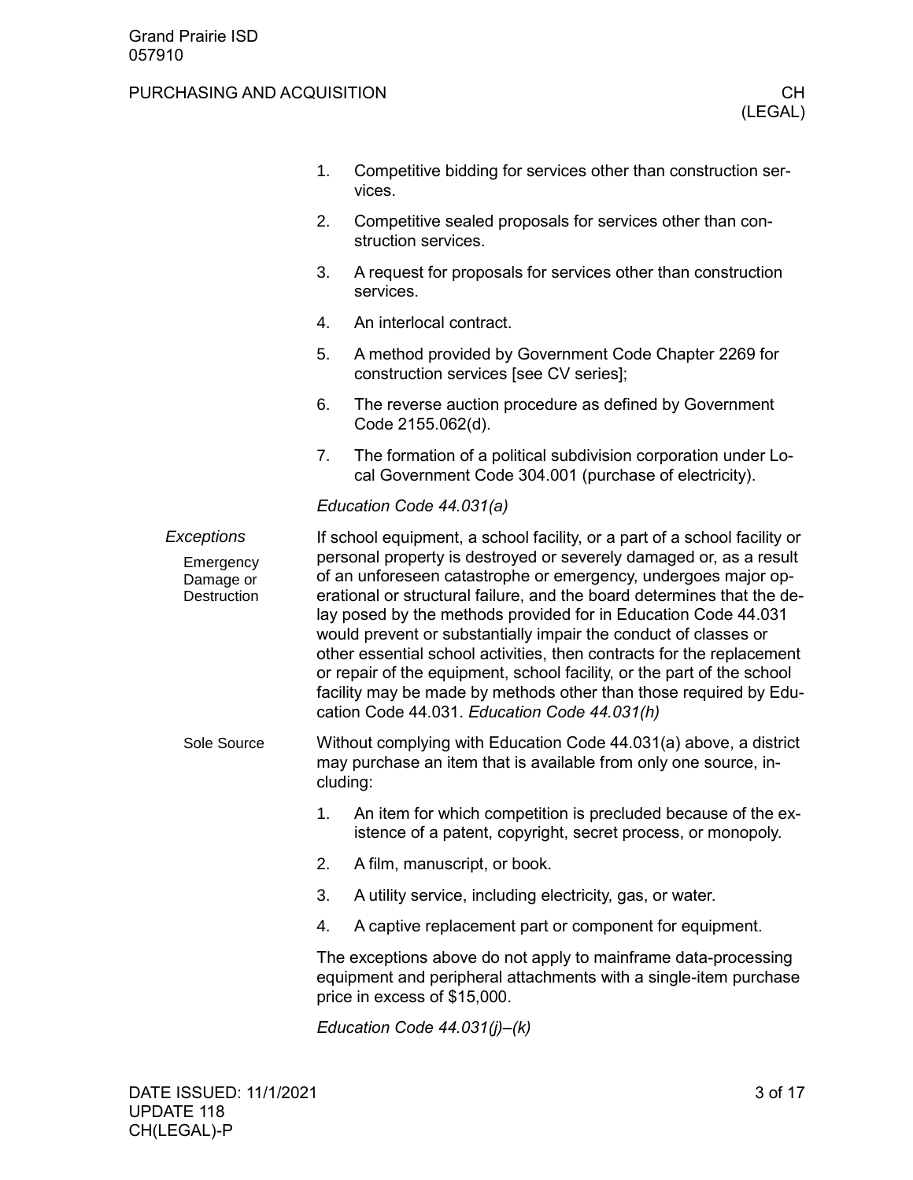1. Competitive bidding for services other than construction services.
2. Competitive sealed proposals for services other than construction services.
3. A request for proposals for services other than construction services.
4. An interlocal contract.
5. A method provided by Government Code Chapter 2269 for construction services [see CV series];
6. The reverse auction procedure as defined by Government Code 2155.062(d).
7. The formation of a political subdivision corporation under Local Government Code 304.001 (purchase of electricity).

*Education Code 44.031(a)*

### *Exceptions*

#### Emergency Damage or Destruction

If school equipment, a school facility, or a part of a school facility or personal property is destroyed or severely damaged or, as a result of an unforeseen catastrophe or emergency, undergoes major operational or structural failure, and the board determines that the delay posed by the methods provided for in Education Code 44.031 would prevent or substantially impair the conduct of classes or other essential school activities, then contracts for the replacement or repair of the equipment, school facility, or the part of the school facility may be made by methods other than those required by Education Code 44.031. *Education Code 44.031(h)*

#### Sole Source

Without complying with Education Code 44.031(a) above, a district may purchase an item that is available from only one source, including:

1. An item for which competition is precluded because of the existence of a patent, copyright, secret process, or monopoly.
2. A film, manuscript, or book.
3. A utility service, including electricity, gas, or water.
4. A captive replacement part or component for equipment.

The exceptions above do not apply to mainframe data-processing equipment and peripheral attachments with a single-item purchase price in excess of $15,000.

*Education Code 44.031(j)–(k)*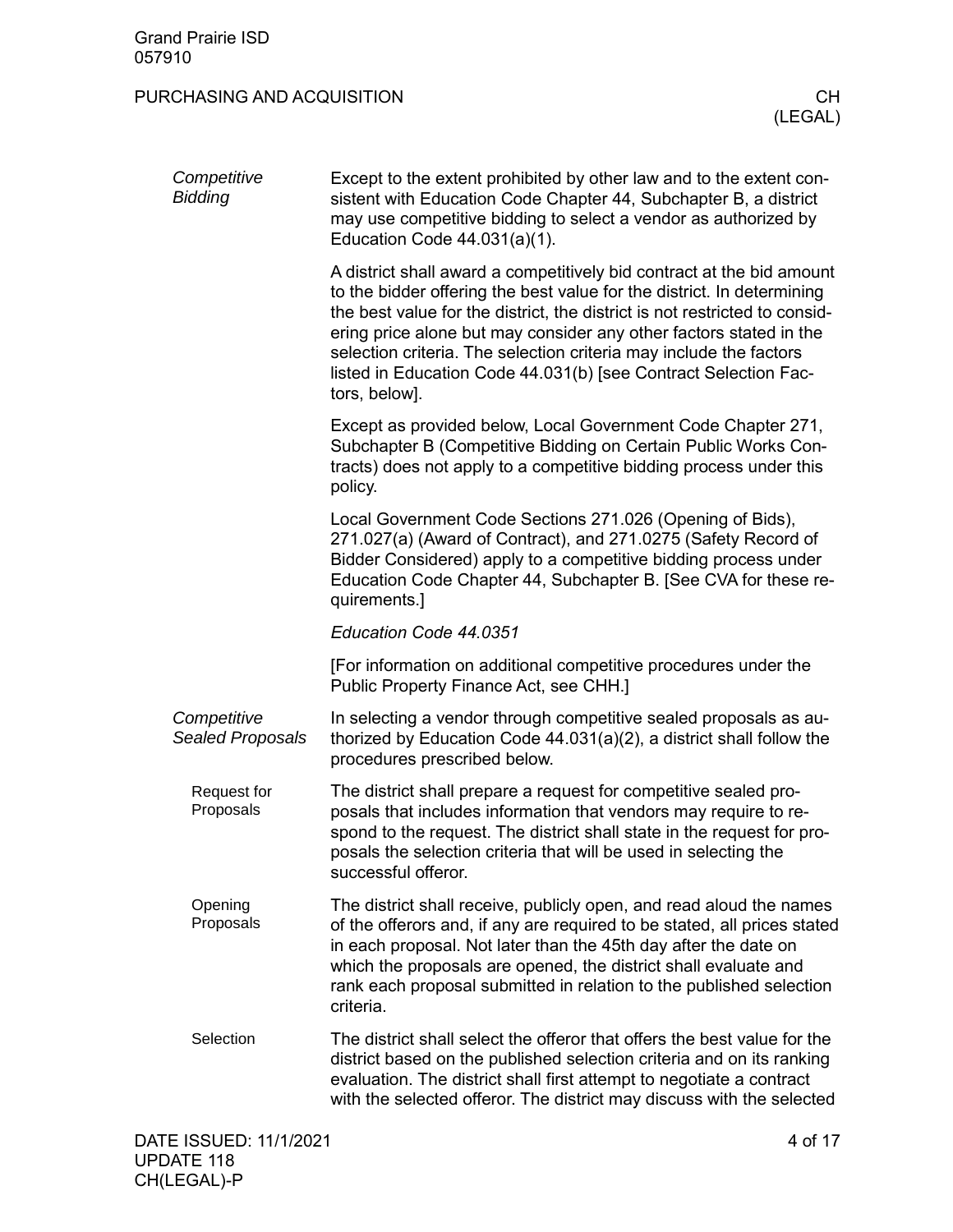## Competitive Bidding

Except to the extent prohibited by other law and to the extent consistent with Education Code Chapter 44, Subchapter B, a district may use competitive bidding to select a vendor as authorized by Education Code 44.031(a)(1).

A district shall award a competitively bid contract at the bid amount to the bidder offering the best value for the district. In determining the best value for the district, the district is not restricted to considering price alone but may consider any other factors stated in the selection criteria. The selection criteria may include the factors listed in Education Code 44.031(b) [see Contract Selection Factors, below].

Except as provided below, Local Government Code Chapter 271, Subchapter B (Competitive Bidding on Certain Public Works Contracts) does not apply to a competitive bidding process under this policy.

Local Government Code Sections 271.026 (Opening of Bids), 271.027(a) (Award of Contract), and 271.0275 (Safety Record of Bidder Considered) apply to a competitive bidding process under Education Code Chapter 44, Subchapter B. [See CVA for these requirements.]

*Education Code 44.0351*

[For information on additional competitive procedures under the Public Property Finance Act, see CHH.]

## Competitive Sealed Proposals

In selecting a vendor through competitive sealed proposals as authorized by Education Code 44.031(a)(2), a district shall follow the procedures prescribed below.

### Request for Proposals

The district shall prepare a request for competitive sealed proposals that includes information that vendors may require to respond to the request. The district shall state in the request for proposals the selection criteria that will be used in selecting the successful offeror.

### Opening Proposals

The district shall receive, publicly open, and read aloud the names of the offerors and, if any are required to be stated, all prices stated in each proposal. Not later than the 45th day after the date on which the proposals are opened, the district shall evaluate and rank each proposal submitted in relation to the published selection criteria.

### Selection

The district shall select the offeror that offers the best value for the district based on the published selection criteria and on its ranking evaluation. The district shall first attempt to negotiate a contract with the selected offeror. The district may discuss with the selected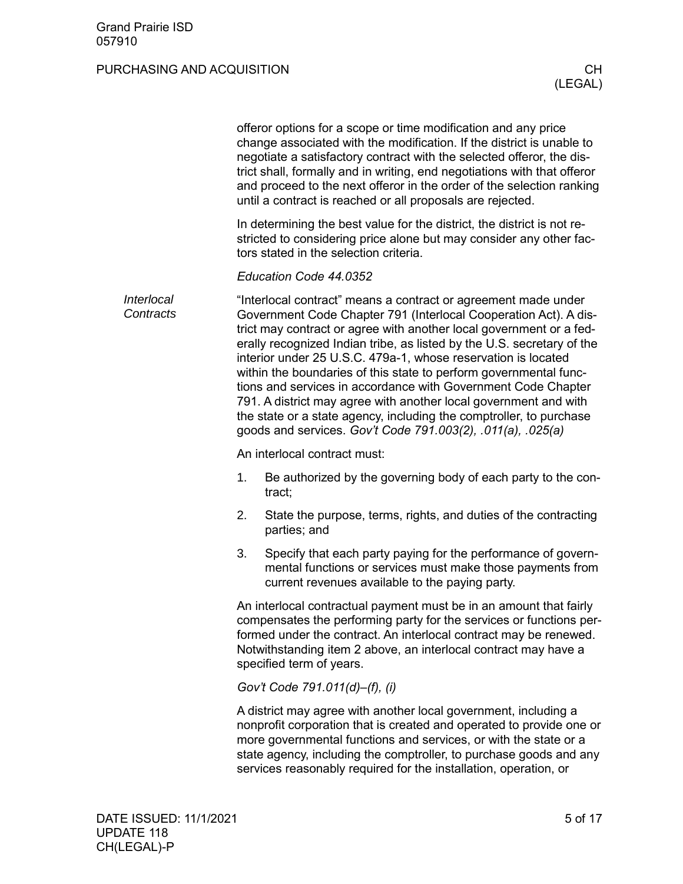offeror options for a scope or time modification and any price change associated with the modification. If the district is unable to negotiate a satisfactory contract with the selected offeror, the district shall, formally and in writing, end negotiations with that offeror and proceed to the next offeror in the order of the selection ranking until a contract is reached or all proposals are rejected.

In determining the best value for the district, the district is not restricted to considering price alone but may consider any other factors stated in the selection criteria.

*Education Code 44.0352*

*Interlocal Contracts*

"Interlocal contract" means a contract or agreement made under Government Code Chapter 791 (Interlocal Cooperation Act). A district may contract or agree with another local government or a federally recognized Indian tribe, as listed by the U.S. secretary of the interior under 25 U.S.C. 479a-1, whose reservation is located within the boundaries of this state to perform governmental functions and services in accordance with Government Code Chapter 791. A district may agree with another local government and with the state or a state agency, including the comptroller, to purchase goods and services. *Gov't Code 791.003(2), .011(a), .025(a)*

An interlocal contract must:

1. Be authorized by the governing body of each party to the contract;
2. State the purpose, terms, rights, and duties of the contracting parties; and
3. Specify that each party paying for the performance of governmental functions or services must make those payments from current revenues available to the paying party.

An interlocal contractual payment must be in an amount that fairly compensates the performing party for the services or functions performed under the contract. An interlocal contract may be renewed. Notwithstanding item 2 above, an interlocal contract may have a specified term of years.

*Gov't Code 791.011(d)–(f), (i)*

A district may agree with another local government, including a nonprofit corporation that is created and operated to provide one or more governmental functions and services, or with the state or a state agency, including the comptroller, to purchase goods and any services reasonably required for the installation, operation, or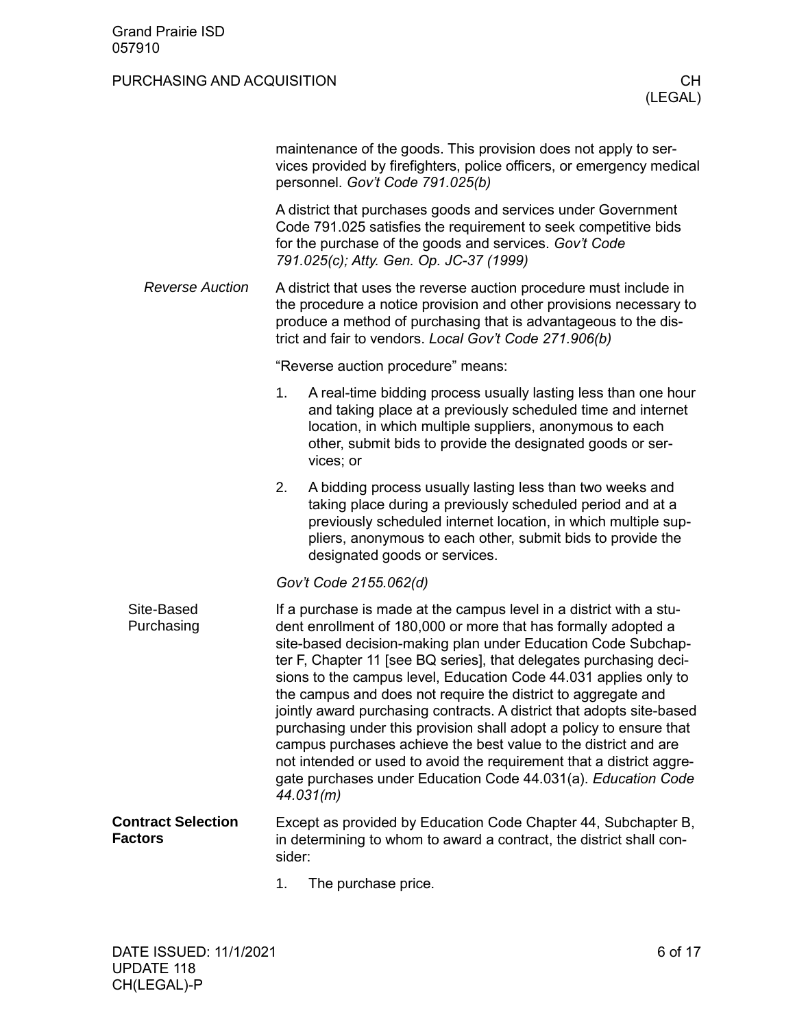maintenance of the goods. This provision does not apply to services provided by firefighters, police officers, or emergency medical personnel. *Gov't Code 791.025(b)*

A district that purchases goods and services under Government Code 791.025 satisfies the requirement to seek competitive bids for the purchase of the goods and services. *Gov't Code 791.025(c); Atty. Gen. Op. JC-37 (1999)*

### *Reverse Auction*

A district that uses the reverse auction procedure must include in the procedure a notice provision and other provisions necessary to produce a method of purchasing that is advantageous to the district and fair to vendors. *Local Gov't Code 271.906(b)*

"Reverse auction procedure" means:

1. A real-time bidding process usually lasting less than one hour and taking place at a previously scheduled time and internet location, in which multiple suppliers, anonymous to each other, submit bids to provide the designated goods or services; or
2. A bidding process usually lasting less than two weeks and taking place during a previously scheduled period and at a previously scheduled internet location, in which multiple suppliers, anonymous to each other, submit bids to provide the designated goods or services.

*Gov't Code 2155.062(d)*

### Site-Based Purchasing

If a purchase is made at the campus level in a district with a student enrollment of 180,000 or more that has formally adopted a site-based decision-making plan under Education Code Subchapter F, Chapter 11 [see BQ series], that delegates purchasing decisions to the campus level, Education Code 44.031 applies only to the campus and does not require the district to aggregate and jointly award purchasing contracts. A district that adopts site-based purchasing under this provision shall adopt a policy to ensure that campus purchases achieve the best value to the district and are not intended or used to avoid the requirement that a district aggregate purchases under Education Code 44.031(a). *Education Code 44.031(m)*

## **Contract Selection Factors**

Except as provided by Education Code Chapter 44, Subchapter B, in determining to whom to award a contract, the district shall consider:

1. The purchase price.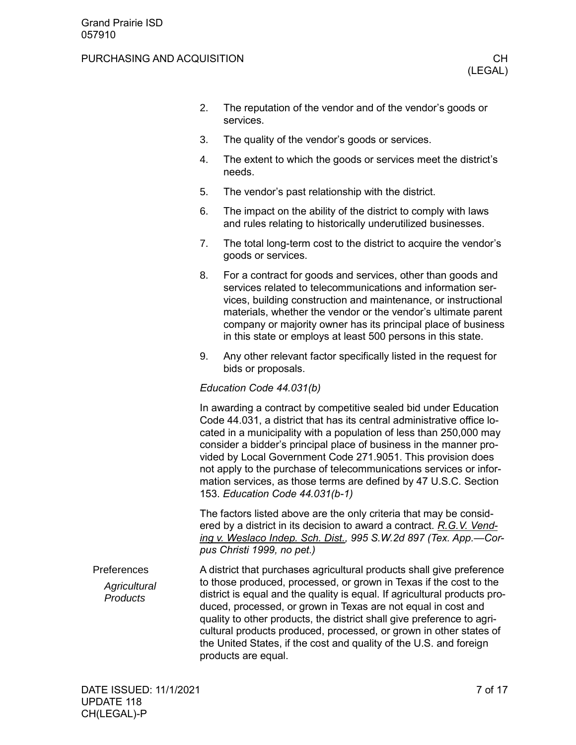2. The reputation of the vendor and of the vendor's goods or services.
3. The quality of the vendor's goods or services.
4. The extent to which the goods or services meet the district's needs.
5. The vendor's past relationship with the district.
6. The impact on the ability of the district to comply with laws and rules relating to historically underutilized businesses.
7. The total long-term cost to the district to acquire the vendor's goods or services.
8. For a contract for goods and services, other than goods and services related to telecommunications and information services, building construction and maintenance, or instructional materials, whether the vendor or the vendor's ultimate parent company or majority owner has its principal place of business in this state or employs at least 500 persons in this state.
9. Any other relevant factor specifically listed in the request for bids or proposals.

*Education Code 44.031(b)*

In awarding a contract by competitive sealed bid under Education Code 44.031, a district that has its central administrative office located in a municipality with a population of less than 250,000 may consider a bidder's principal place of business in the manner provided by Local Government Code 271.9051. This provision does not apply to the purchase of telecommunications services or information services, as those terms are defined by 47 U.S.C. Section 153. *Education Code 44.031(b-1)*

The factors listed above are the only criteria that may be considered by a district in its decision to award a contract. *R.G.V. Vending v. Weslaco Indep. Sch. Dist., 995 S.W.2d 897 (Tex. App.—Corpus Christi 1999, no pet.)*

## Preferences

### *Agricultural Products*

A district that purchases agricultural products shall give preference to those produced, processed, or grown in Texas if the cost to the district is equal and the quality is equal. If agricultural products produced, processed, or grown in Texas are not equal in cost and quality to other products, the district shall give preference to agricultural products produced, processed, or grown in other states of the United States, if the cost and quality of the U.S. and foreign products are equal.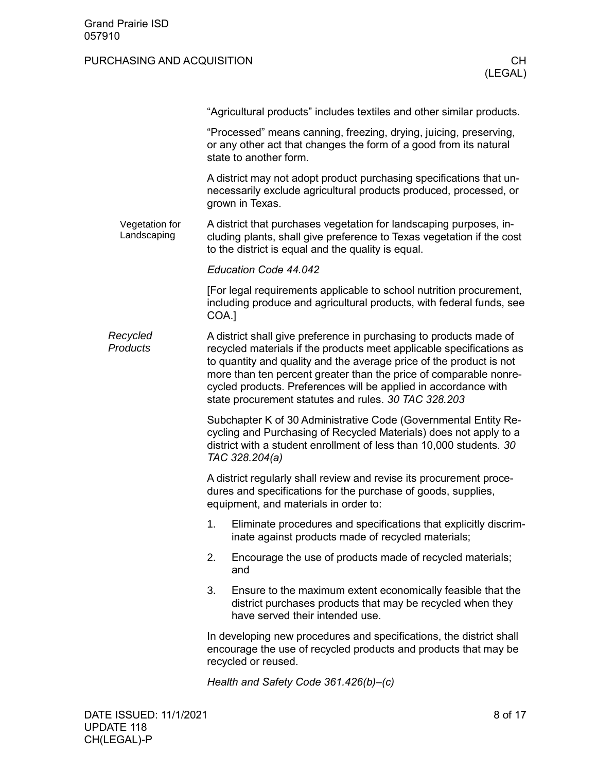"Agricultural products" includes textiles and other similar products.

"Processed" means canning, freezing, drying, juicing, preserving, or any other act that changes the form of a good from its natural state to another form.

A district may not adopt product purchasing specifications that unnecessarily exclude agricultural products produced, processed, or grown in Texas.

#### Vegetation for Landscaping

A district that purchases vegetation for landscaping purposes, including plants, shall give preference to Texas vegetation if the cost to the district is equal and the quality is equal.

*Education Code 44.042*

[For legal requirements applicable to school nutrition procurement, including produce and agricultural products, with federal funds, see COA.]

### *Recycled Products*

A district shall give preference in purchasing to products made of recycled materials if the products meet applicable specifications as to quantity and quality and the average price of the product is not more than ten percent greater than the price of comparable nonrecycled products. Preferences will be applied in accordance with state procurement statutes and rules. *30 TAC 328.203*

Subchapter K of 30 Administrative Code (Governmental Entity Recycling and Purchasing of Recycled Materials) does not apply to a district with a student enrollment of less than 10,000 students. *30 TAC 328.204(a)*

A district regularly shall review and revise its procurement procedures and specifications for the purchase of goods, supplies, equipment, and materials in order to:

1. Eliminate procedures and specifications that explicitly discriminate against products made of recycled materials;
2. Encourage the use of products made of recycled materials; and
3. Ensure to the maximum extent economically feasible that the district purchases products that may be recycled when they have served their intended use.

In developing new procedures and specifications, the district shall encourage the use of recycled products and products that may be recycled or reused.

*Health and Safety Code 361.426(b)–(c)*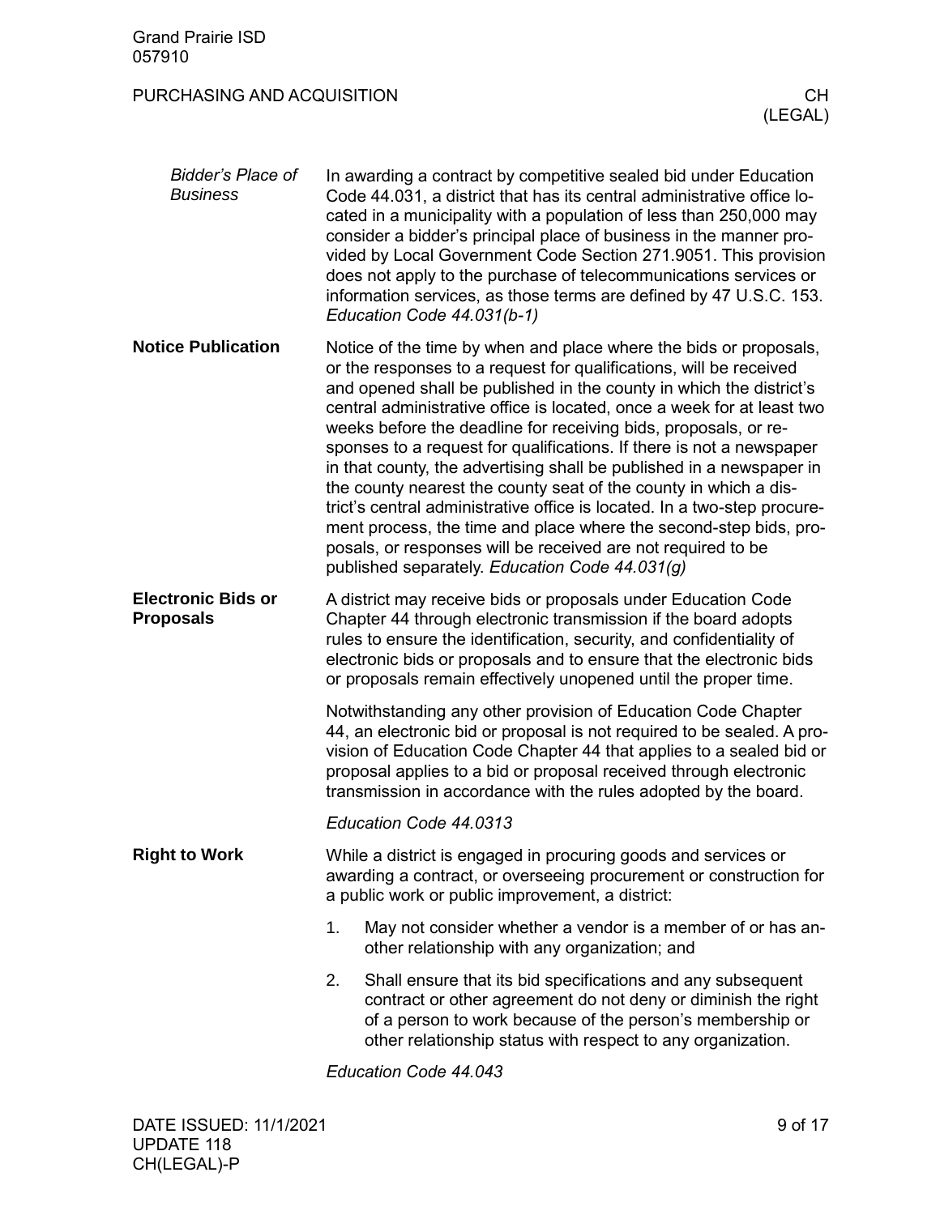### *Bidder's Place of Business*

In awarding a contract by competitive sealed bid under Education Code 44.031, a district that has its central administrative office located in a municipality with a population of less than 250,000 may consider a bidder's principal place of business in the manner provided by Local Government Code Section 271.9051. This provision does not apply to the purchase of telecommunications services or information services, as those terms are defined by 47 U.S.C. 153. *Education Code 44.031(b-1)*

## Notice Publication

Notice of the time by when and place where the bids or proposals, or the responses to a request for qualifications, will be received and opened shall be published in the county in which the district's central administrative office is located, once a week for at least two weeks before the deadline for receiving bids, proposals, or responses to a request for qualifications. If there is not a newspaper in that county, the advertising shall be published in a newspaper in the county nearest the county seat of the county in which a district's central administrative office is located. In a two-step procurement process, the time and place where the second-step bids, proposals, or responses will be received are not required to be published separately. *Education Code 44.031(g)*

## Electronic Bids or Proposals

A district may receive bids or proposals under Education Code Chapter 44 through electronic transmission if the board adopts rules to ensure the identification, security, and confidentiality of electronic bids or proposals and to ensure that the electronic bids or proposals remain effectively unopened until the proper time.

Notwithstanding any other provision of Education Code Chapter 44, an electronic bid or proposal is not required to be sealed. A provision of Education Code Chapter 44 that applies to a sealed bid or proposal applies to a bid or proposal received through electronic transmission in accordance with the rules adopted by the board.

*Education Code 44.0313*

## Right to Work

While a district is engaged in procuring goods and services or awarding a contract, or overseeing procurement or construction for a public work or public improvement, a district:

1. May not consider whether a vendor is a member of or has another relationship with any organization; and
2. Shall ensure that its bid specifications and any subsequent contract or other agreement do not deny or diminish the right of a person to work because of the person's membership or other relationship status with respect to any organization.

*Education Code 44.043*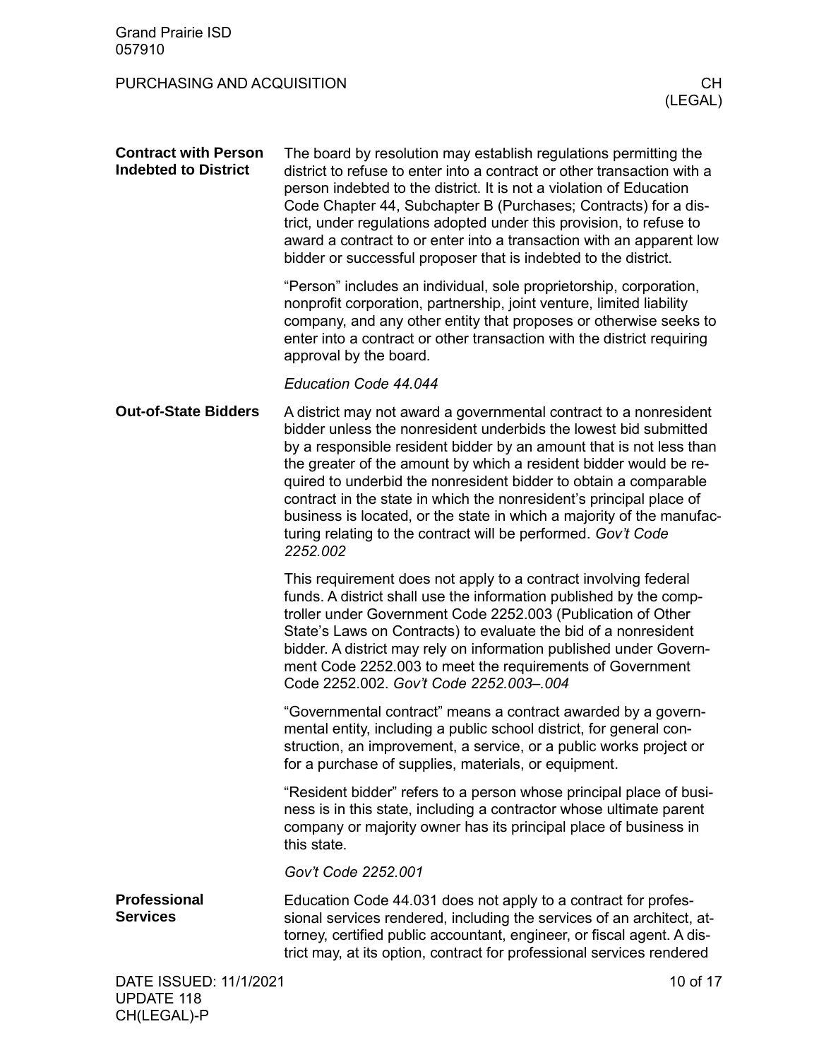## Contract with Person Indebted to District

The board by resolution may establish regulations permitting the district to refuse to enter into a contract or other transaction with a person indebted to the district. It is not a violation of Education Code Chapter 44, Subchapter B (Purchases; Contracts) for a district, under regulations adopted under this provision, to refuse to award a contract to or enter into a transaction with an apparent low bidder or successful proposer that is indebted to the district.

"Person" includes an individual, sole proprietorship, corporation, nonprofit corporation, partnership, joint venture, limited liability company, and any other entity that proposes or otherwise seeks to enter into a contract or other transaction with the district requiring approval by the board.

*Education Code 44.044*

## Out-of-State Bidders

A district may not award a governmental contract to a nonresident bidder unless the nonresident underbids the lowest bid submitted by a responsible resident bidder by an amount that is not less than the greater of the amount by which a resident bidder would be required to underbid the nonresident bidder to obtain a comparable contract in the state in which the nonresident's principal place of business is located, or the state in which a majority of the manufacturing relating to the contract will be performed. *Gov't Code 2252.002*

This requirement does not apply to a contract involving federal funds. A district shall use the information published by the comptroller under Government Code 2252.003 (Publication of Other State's Laws on Contracts) to evaluate the bid of a nonresident bidder. A district may rely on information published under Government Code 2252.003 to meet the requirements of Government Code 2252.002. *Gov't Code 2252.003–.004*

"Governmental contract" means a contract awarded by a governmental entity, including a public school district, for general construction, an improvement, a service, or a public works project or for a purchase of supplies, materials, or equipment.

"Resident bidder" refers to a person whose principal place of business is in this state, including a contractor whose ultimate parent company or majority owner has its principal place of business in this state.

*Gov't Code 2252.001*

## Professional Services

Education Code 44.031 does not apply to a contract for professional services rendered, including the services of an architect, attorney, certified public accountant, engineer, or fiscal agent. A district may, at its option, contract for professional services rendered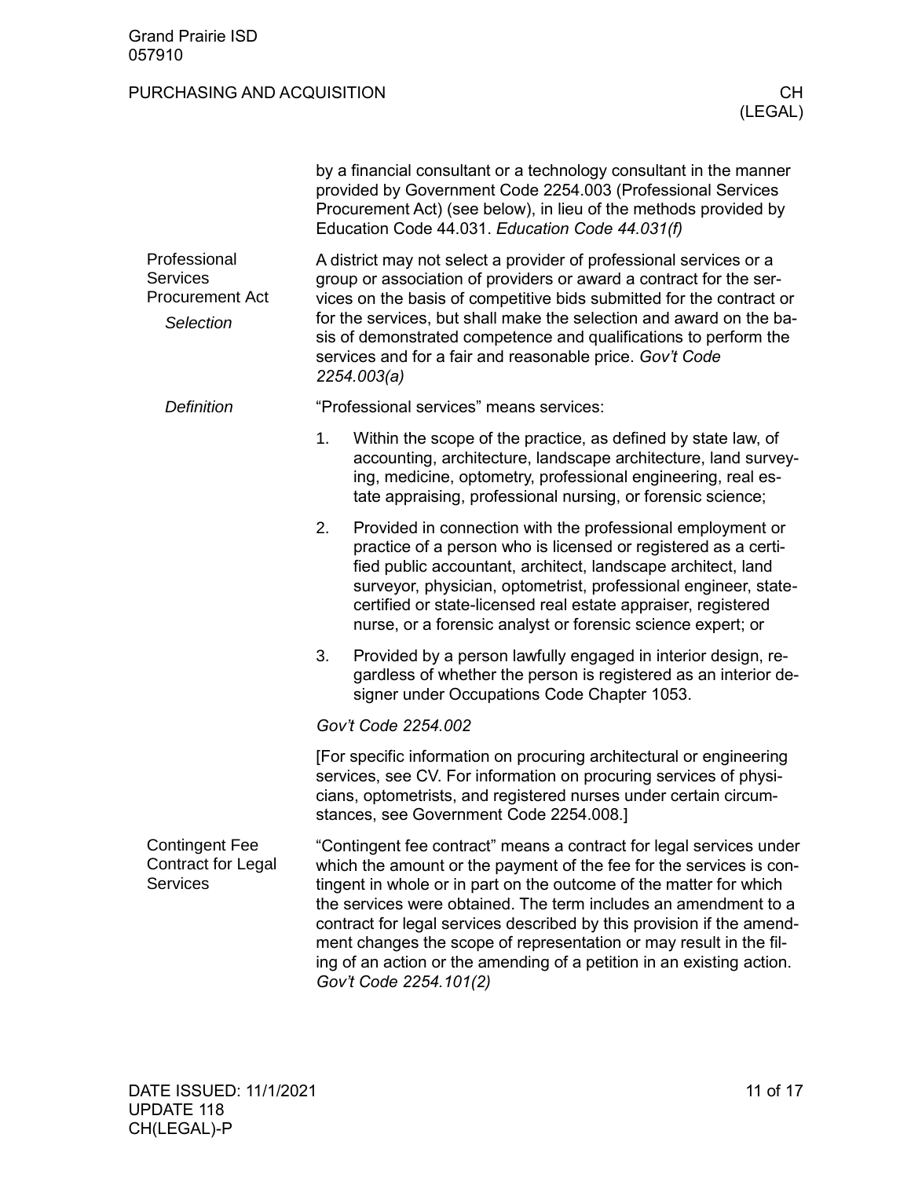by a financial consultant or a technology consultant in the manner provided by Government Code 2254.003 (Professional Services Procurement Act) (see below), in lieu of the methods provided by Education Code 44.031. *Education Code 44.031(f)*

## Professional Services Procurement Act

### *Selection*

A district may not select a provider of professional services or a group or association of providers or award a contract for the services on the basis of competitive bids submitted for the contract or for the services, but shall make the selection and award on the basis of demonstrated competence and qualifications to perform the services and for a fair and reasonable price. *Gov't Code 2254.003(a)*

### *Definition*

"Professional services" means services:

1. Within the scope of the practice, as defined by state law, of accounting, architecture, landscape architecture, land surveying, medicine, optometry, professional engineering, real estate appraising, professional nursing, or forensic science;
2. Provided in connection with the professional employment or practice of a person who is licensed or registered as a certified public accountant, architect, landscape architect, land surveyor, physician, optometrist, professional engineer, state-certified or state-licensed real estate appraiser, registered nurse, or a forensic analyst or forensic science expert; or
3. Provided by a person lawfully engaged in interior design, regardless of whether the person is registered as an interior designer under Occupations Code Chapter 1053.

*Gov't Code 2254.002*

[For specific information on procuring architectural or engineering services, see CV. For information on procuring services of physicians, optometrists, and registered nurses under certain circumstances, see Government Code 2254.008.]

## Contingent Fee Contract for Legal Services

"Contingent fee contract" means a contract for legal services under which the amount or the payment of the fee for the services is contingent in whole or in part on the outcome of the matter for which the services were obtained. The term includes an amendment to a contract for legal services described by this provision if the amendment changes the scope of representation or may result in the filing of an action or the amending of a petition in an existing action. *Gov't Code 2254.101(2)*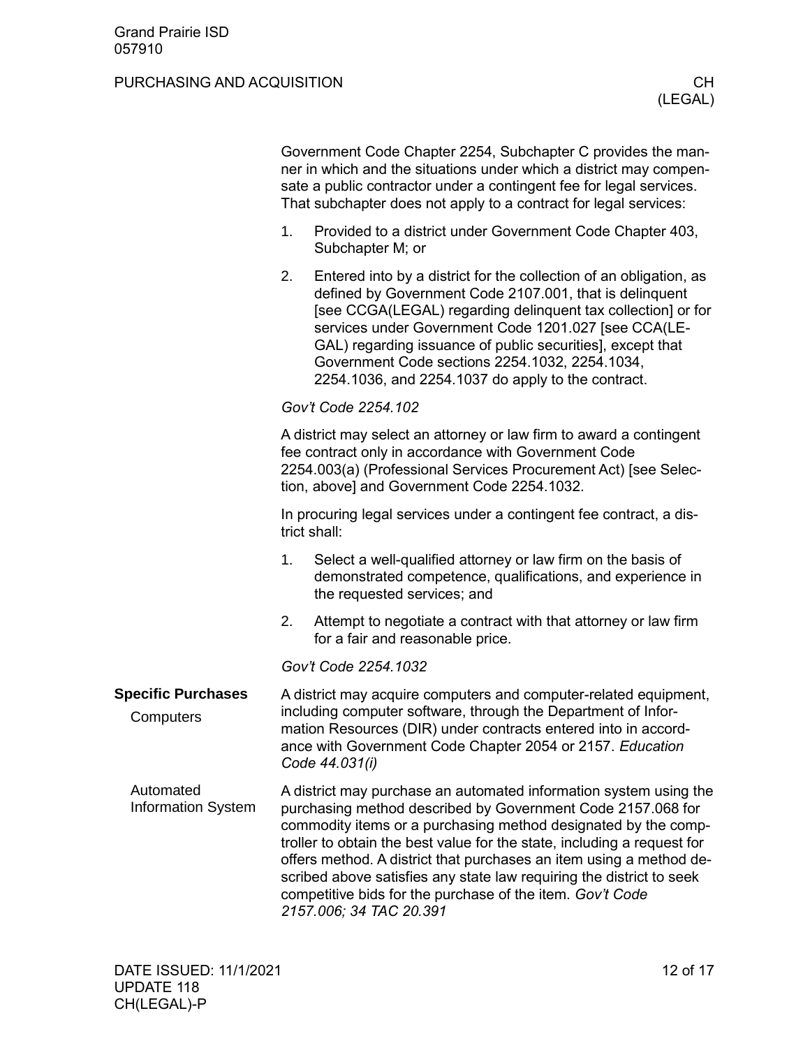Government Code Chapter 2254, Subchapter C provides the manner in which and the situations under which a district may compensate a public contractor under a contingent fee for legal services. That subchapter does not apply to a contract for legal services:

1. Provided to a district under Government Code Chapter 403, Subchapter M; or
2. Entered into by a district for the collection of an obligation, as defined by Government Code 2107.001, that is delinquent [see CCGA(LEGAL) regarding delinquent tax collection] or for services under Government Code 1201.027 [see CCA(LEGAL) regarding issuance of public securities], except that Government Code sections 2254.1032, 2254.1034, 2254.1036, and 2254.1037 do apply to the contract.

*Gov't Code 2254.102*

A district may select an attorney or law firm to award a contingent fee contract only in accordance with Government Code 2254.003(a) (Professional Services Procurement Act) [see Selection, above] and Government Code 2254.1032.

In procuring legal services under a contingent fee contract, a district shall:

1. Select a well-qualified attorney or law firm on the basis of demonstrated competence, qualifications, and experience in the requested services; and
2. Attempt to negotiate a contract with that attorney or law firm for a fair and reasonable price.

*Gov't Code 2254.1032*

## Specific Purchases

### Computers

A district may acquire computers and computer-related equipment, including computer software, through the Department of Information Resources (DIR) under contracts entered into in accordance with Government Code Chapter 2054 or 2157. *Education Code 44.031(i)*

### Automated Information System

A district may purchase an automated information system using the purchasing method described by Government Code 2157.068 for commodity items or a purchasing method designated by the comptroller to obtain the best value for the state, including a request for offers method. A district that purchases an item using a method described above satisfies any state law requiring the district to seek competitive bids for the purchase of the item. *Gov't Code 2157.006; 34 TAC 20.391*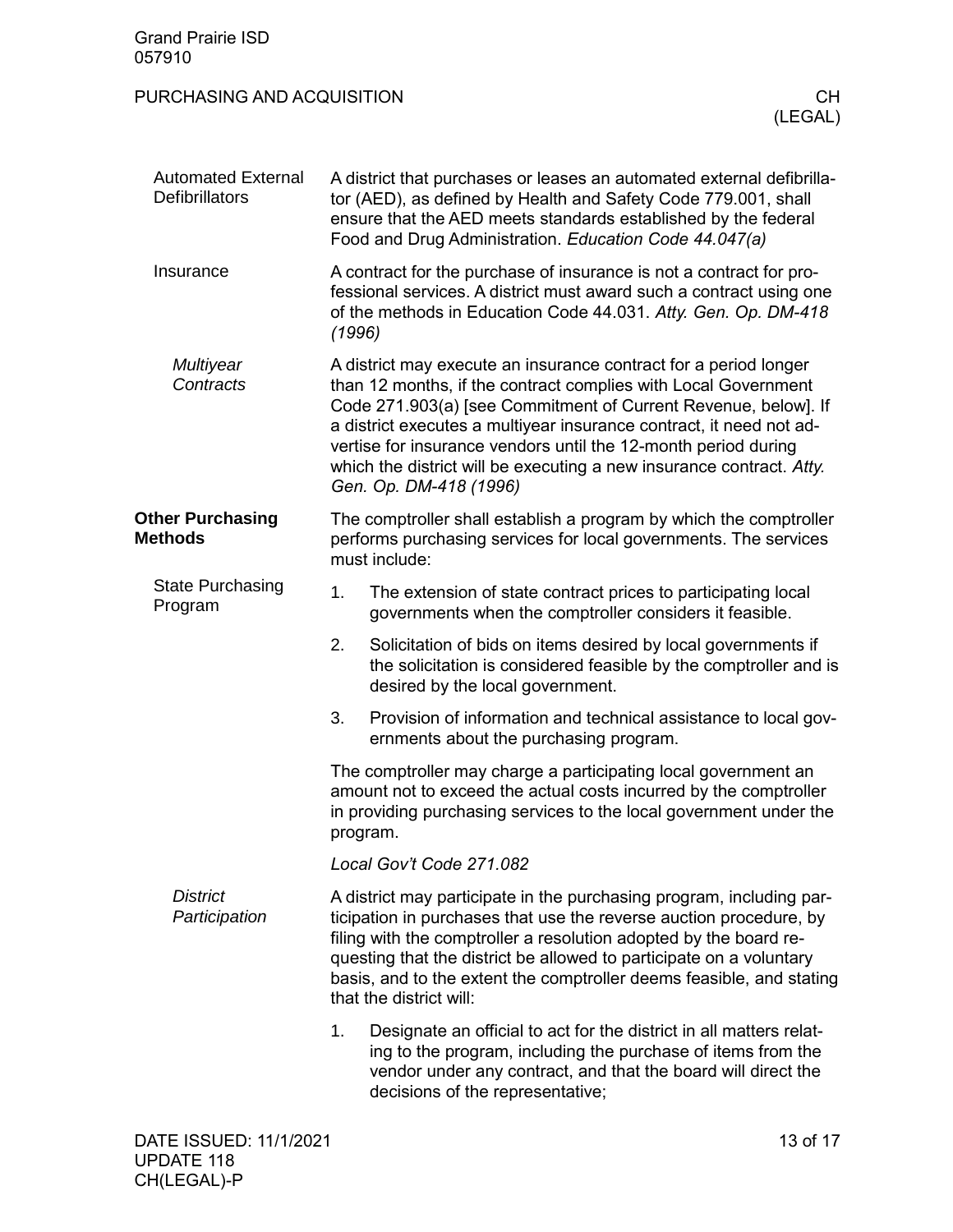### Automated External Defibrillators

A district that purchases or leases an automated external defibrillator (AED), as defined by Health and Safety Code 779.001, shall ensure that the AED meets standards established by the federal Food and Drug Administration. *Education Code 44.047(a)*

### Insurance

A contract for the purchase of insurance is not a contract for professional services. A district must award such a contract using one of the methods in Education Code 44.031. *Atty. Gen. Op. DM-418 (1996)*

#### *Multiyear Contracts*

A district may execute an insurance contract for a period longer than 12 months, if the contract complies with Local Government Code 271.903(a) [see Commitment of Current Revenue, below]. If a district executes a multiyear insurance contract, it need not advertise for insurance vendors until the 12-month period during which the district will be executing a new insurance contract. *Atty. Gen. Op. DM-418 (1996)*

## Other Purchasing Methods

### State Purchasing Program

The comptroller shall establish a program by which the comptroller performs purchasing services for local governments. The services must include:

1. The extension of state contract prices to participating local governments when the comptroller considers it feasible.
2. Solicitation of bids on items desired by local governments if the solicitation is considered feasible by the comptroller and is desired by the local government.
3. Provision of information and technical assistance to local governments about the purchasing program.

The comptroller may charge a participating local government an amount not to exceed the actual costs incurred by the comptroller in providing purchasing services to the local government under the program.

*Local Gov't Code 271.082*

#### *District Participation*

A district may participate in the purchasing program, including participation in purchases that use the reverse auction procedure, by filing with the comptroller a resolution adopted by the board requesting that the district be allowed to participate on a voluntary basis, and to the extent the comptroller deems feasible, and stating that the district will:

1. Designate an official to act for the district in all matters relating to the program, including the purchase of items from the vendor under any contract, and that the board will direct the decisions of the representative;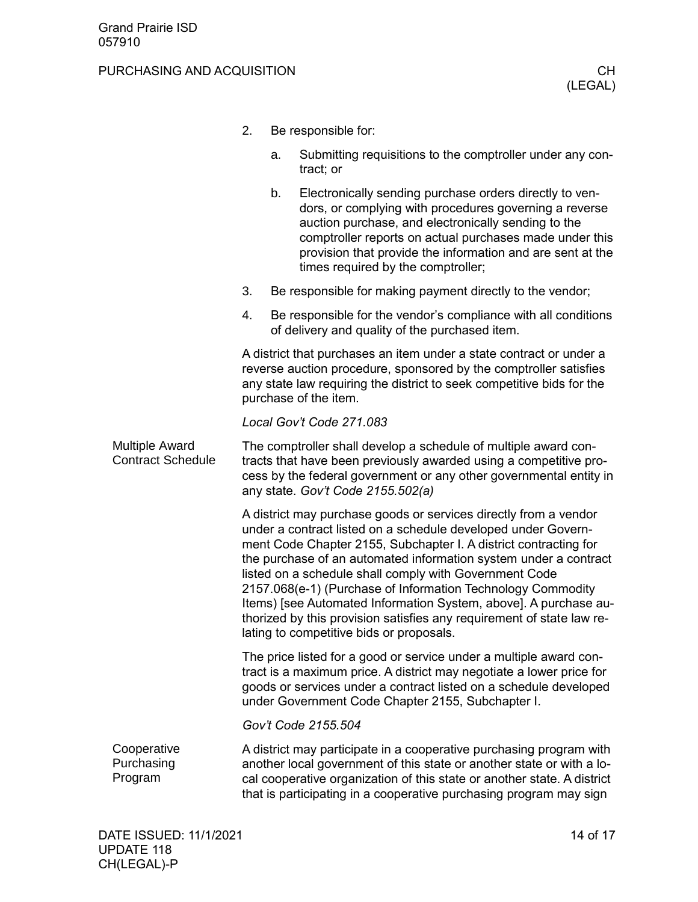2. Be responsible for:

   a. Submitting requisitions to the comptroller under any contract; or

   b. Electronically sending purchase orders directly to vendors, or complying with procedures governing a reverse auction purchase, and electronically sending to the comptroller reports on actual purchases made under this provision that provide the information and are sent at the times required by the comptroller;

3. Be responsible for making payment directly to the vendor;

4. Be responsible for the vendor's compliance with all conditions of delivery and quality of the purchased item.

A district that purchases an item under a state contract or under a reverse auction procedure, sponsored by the comptroller satisfies any state law requiring the district to seek competitive bids for the purchase of the item.

*Local Gov't Code 271.083*

## Multiple Award Contract Schedule

The comptroller shall develop a schedule of multiple award contracts that have been previously awarded using a competitive process by the federal government or any other governmental entity in any state. *Gov't Code 2155.502(a)*

A district may purchase goods or services directly from a vendor under a contract listed on a schedule developed under Government Code Chapter 2155, Subchapter I. A district contracting for the purchase of an automated information system under a contract listed on a schedule shall comply with Government Code 2157.068(e-1) (Purchase of Information Technology Commodity Items) [see Automated Information System, above]. A purchase authorized by this provision satisfies any requirement of state law relating to competitive bids or proposals.

The price listed for a good or service under a multiple award contract is a maximum price. A district may negotiate a lower price for goods or services under a contract listed on a schedule developed under Government Code Chapter 2155, Subchapter I.

*Gov't Code 2155.504*

## Cooperative Purchasing Program

A district may participate in a cooperative purchasing program with another local government of this state or another state or with a local cooperative organization of this state or another state. A district that is participating in a cooperative purchasing program may sign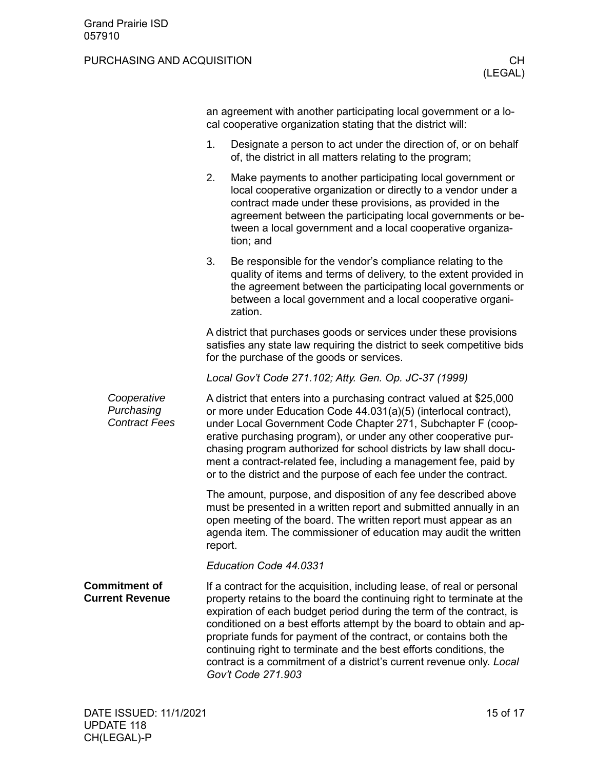an agreement with another participating local government or a local cooperative organization stating that the district will:

1. Designate a person to act under the direction of, or on behalf of, the district in all matters relating to the program;
2. Make payments to another participating local government or local cooperative organization or directly to a vendor under a contract made under these provisions, as provided in the agreement between the participating local governments or between a local government and a local cooperative organization; and
3. Be responsible for the vendor's compliance relating to the quality of items and terms of delivery, to the extent provided in the agreement between the participating local governments or between a local government and a local cooperative organization.

A district that purchases goods or services under these provisions satisfies any state law requiring the district to seek competitive bids for the purchase of the goods or services.

*Local Gov't Code 271.102; Atty. Gen. Op. JC-37 (1999)*

*Cooperative Purchasing Contract Fees*

A district that enters into a purchasing contract valued at $25,000 or more under Education Code 44.031(a)(5) (interlocal contract), under Local Government Code Chapter 271, Subchapter F (cooperative purchasing program), or under any other cooperative purchasing program authorized for school districts by law shall document a contract-related fee, including a management fee, paid by or to the district and the purpose of each fee under the contract.

The amount, purpose, and disposition of any fee described above must be presented in a written report and submitted annually in an open meeting of the board. The written report must appear as an agenda item. The commissioner of education may audit the written report.

*Education Code 44.0331*

**Commitment of Current Revenue**

If a contract for the acquisition, including lease, of real or personal property retains to the board the continuing right to terminate at the expiration of each budget period during the term of the contract, is conditioned on a best efforts attempt by the board to obtain and appropriate funds for payment of the contract, or contains both the continuing right to terminate and the best efforts conditions, the contract is a commitment of a district's current revenue only. *Local Gov't Code 271.903*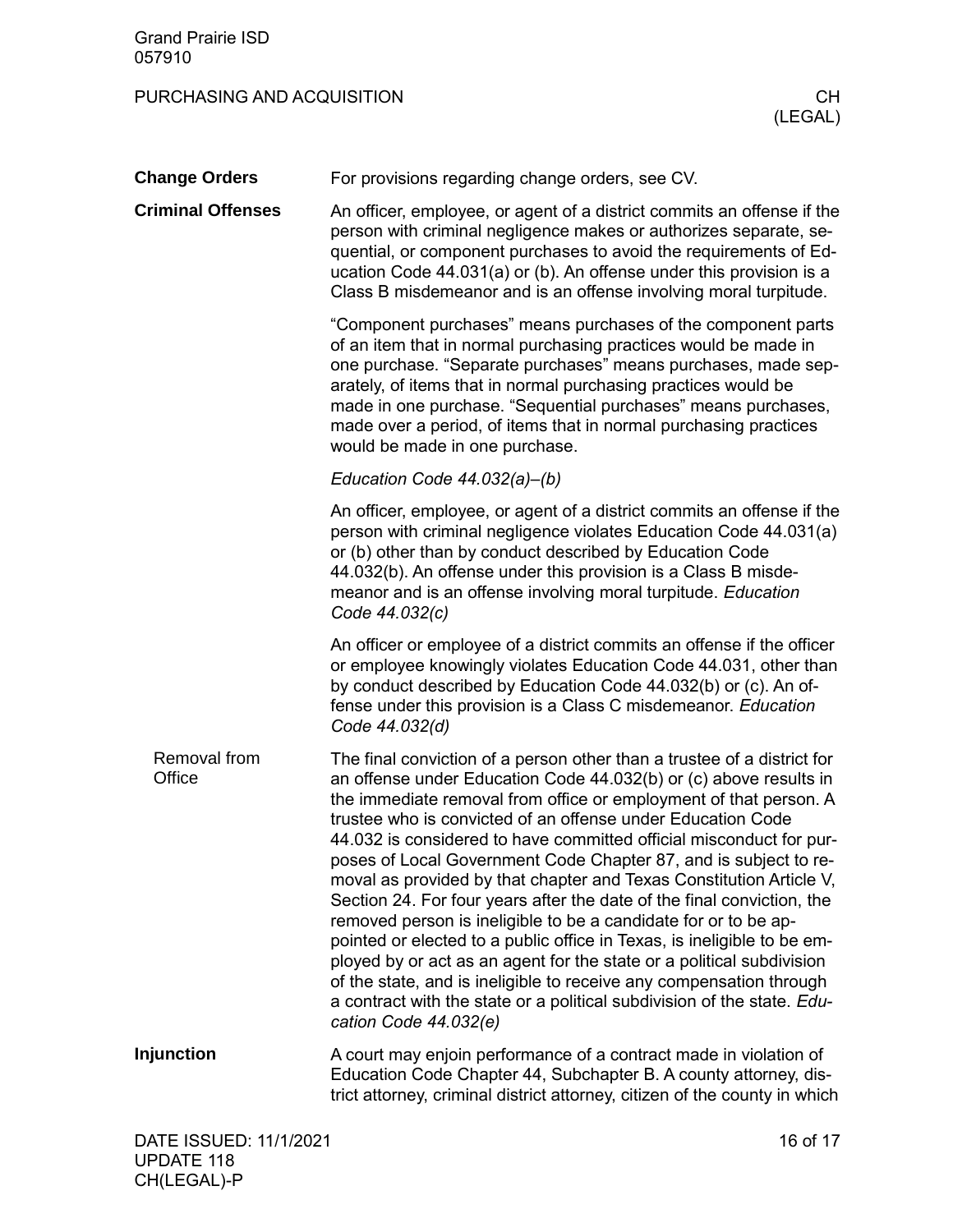## Change Orders

For provisions regarding change orders, see CV.

## Criminal Offenses

An officer, employee, or agent of a district commits an offense if the person with criminal negligence makes or authorizes separate, sequential, or component purchases to avoid the requirements of Education Code 44.031(a) or (b). An offense under this provision is a Class B misdemeanor and is an offense involving moral turpitude.

"Component purchases" means purchases of the component parts of an item that in normal purchasing practices would be made in one purchase. "Separate purchases" means purchases, made separately, of items that in normal purchasing practices would be made in one purchase. "Sequential purchases" means purchases, made over a period, of items that in normal purchasing practices would be made in one purchase.

*Education Code 44.032(a)–(b)*

An officer, employee, or agent of a district commits an offense if the person with criminal negligence violates Education Code 44.031(a) or (b) other than by conduct described by Education Code 44.032(b). An offense under this provision is a Class B misdemeanor and is an offense involving moral turpitude. *Education Code 44.032(c)*

An officer or employee of a district commits an offense if the officer or employee knowingly violates Education Code 44.031, other than by conduct described by Education Code 44.032(b) or (c). An offense under this provision is a Class C misdemeanor. *Education Code 44.032(d)*

### Removal from Office

The final conviction of a person other than a trustee of a district for an offense under Education Code 44.032(b) or (c) above results in the immediate removal from office or employment of that person. A trustee who is convicted of an offense under Education Code 44.032 is considered to have committed official misconduct for purposes of Local Government Code Chapter 87, and is subject to removal as provided by that chapter and Texas Constitution Article V, Section 24. For four years after the date of the final conviction, the removed person is ineligible to be a candidate for or to be appointed or elected to a public office in Texas, is ineligible to be employed by or act as an agent for the state or a political subdivision of the state, and is ineligible to receive any compensation through a contract with the state or a political subdivision of the state. *Education Code 44.032(e)*

## Injunction

A court may enjoin performance of a contract made in violation of Education Code Chapter 44, Subchapter B. A county attorney, district attorney, criminal district attorney, citizen of the county in which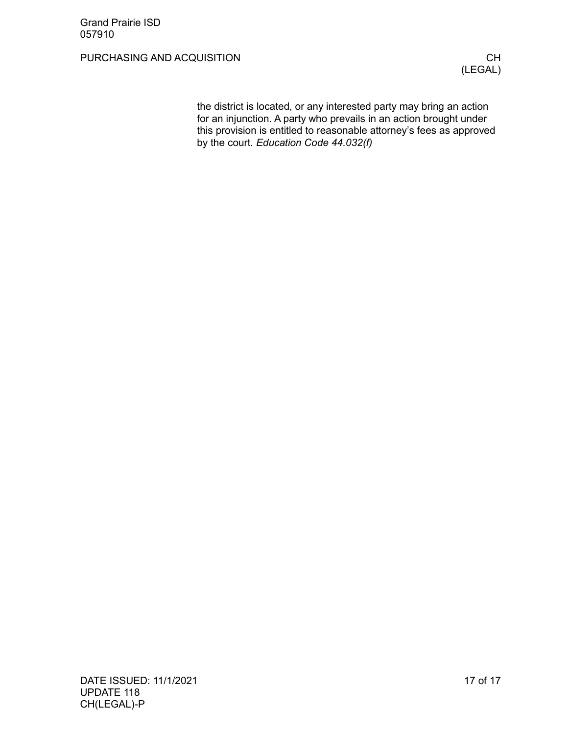the district is located, or any interested party may bring an action for an injunction. A party who prevails in an action brought under this provision is entitled to reasonable attorney's fees as approved by the court. *Education Code 44.032(f)*